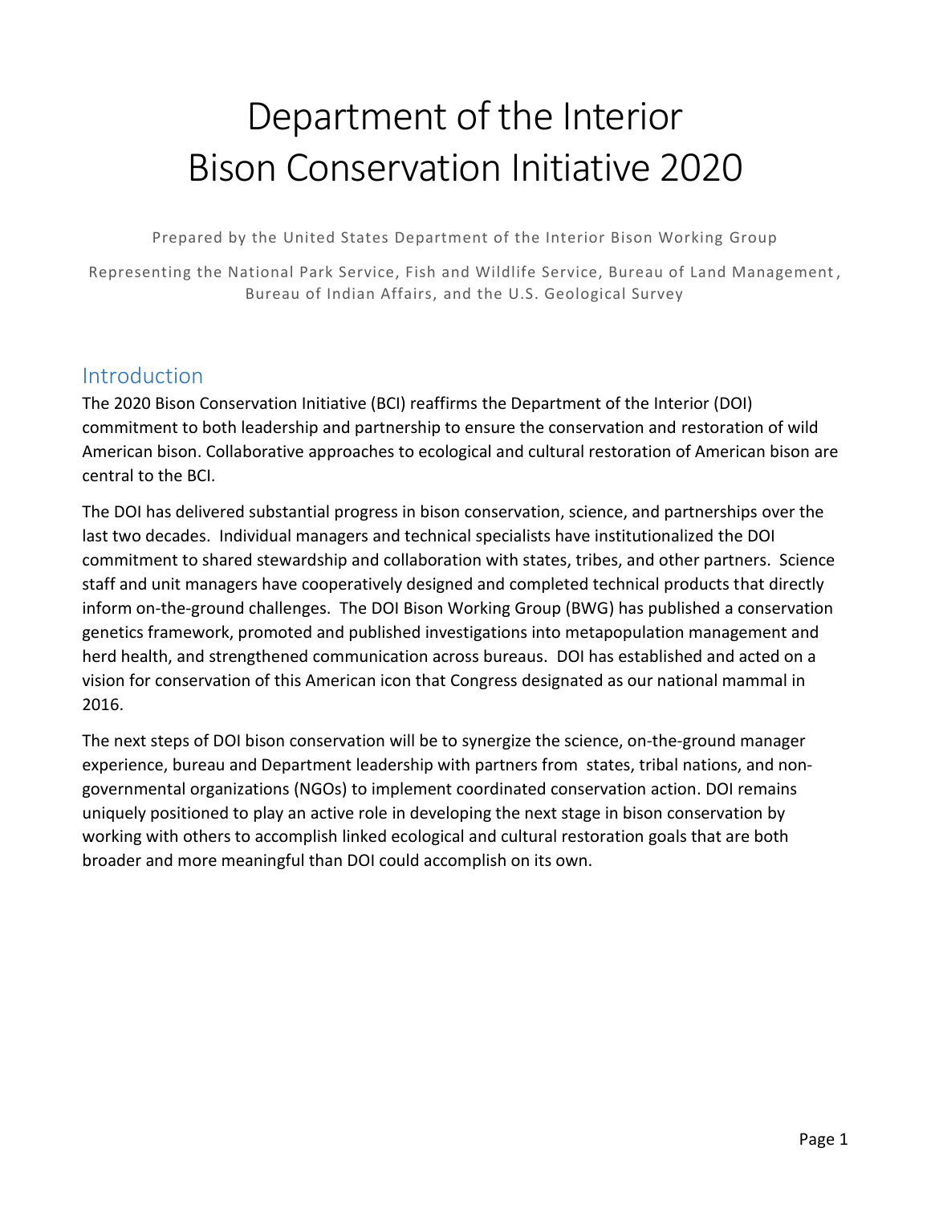# Department of the Interior Bison Conservation Initiative 2020

Prepared by the United States Department of the Interior Bison Working Group

Representing the National Park Service, Fish and Wildlife Service, Bureau of Land Management, Bureau of Indian Affairs, and the U.S. Geological Survey

## Introduction

The 2020 Bison Conservation Initiative (BCI) reaffirms the Department of the Interior (DOI) commitment to both leadership and partnership to ensure the conservation and restoration of wild American bison. Collaborative approaches to ecological and cultural restoration of American bison are central to the BCI.

The DOI has delivered substantial progress in bison conservation, science, and partnerships over the last two decades. Individual managers and technical specialists have institutionalized the DOI commitment to shared stewardship and collaboration with states, tribes, and other partners. Science staff and unit managers have cooperatively designed and completed technical products that directly inform on-the-ground challenges. The DOI Bison Working Group (BWG) has published a conservation genetics framework, promoted and published investigations into metapopulation management and herd health, and strengthened communication across bureaus. DOI has established and acted on a vision for conservation of this American icon that Congress designated as our national mammal in 2016.

The next steps of DOI bison conservation will be to synergize the science, on-the-ground manager experience, bureau and Department leadership with partners from states, tribal nations, and non-governmental organizations (NGOs) to implement coordinated conservation action. DOI remains uniquely positioned to play an active role in developing the next stage in bison conservation by working with others to accomplish linked ecological and cultural restoration goals that are both broader and more meaningful than DOI could accomplish on its own.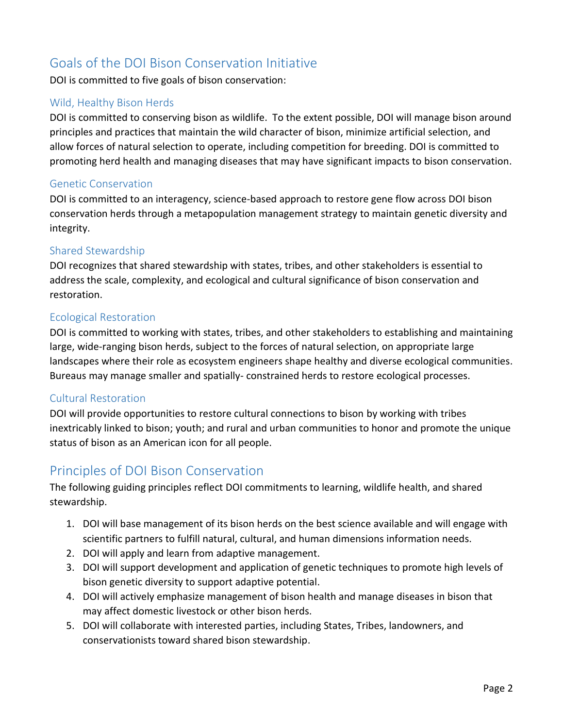## Goals of the DOI Bison Conservation Initiative

DOI is committed to five goals of bison conservation:

### Wild, Healthy Bison Herds

DOI is committed to conserving bison as wildlife. To the extent possible, DOI will manage bison around principles and practices that maintain the wild character of bison, minimize artificial selection, and allow forces of natural selection to operate, including competition for breeding. DOI is committed to promoting herd health and managing diseases that may have significant impacts to bison conservation.

### Genetic Conservation

DOI is committed to an interagency, science-based approach to restore gene flow across DOI bison conservation herds through a metapopulation management strategy to maintain genetic diversity and integrity.

### Shared Stewardship

DOI recognizes that shared stewardship with states, tribes, and other stakeholders is essential to address the scale, complexity, and ecological and cultural significance of bison conservation and restoration.

### Ecological Restoration

DOI is committed to working with states, tribes, and other stakeholders to establishing and maintaining large, wide-ranging bison herds, subject to the forces of natural selection, on appropriate large landscapes where their role as ecosystem engineers shape healthy and diverse ecological communities. Bureaus may manage smaller and spatially- constrained herds to restore ecological processes.

### Cultural Restoration

DOI will provide opportunities to restore cultural connections to bison by working with tribes inextricably linked to bison; youth; and rural and urban communities to honor and promote the unique status of bison as an American icon for all people.

## Principles of DOI Bison Conservation

The following guiding principles reflect DOI commitments to learning, wildlife health, and shared stewardship.

1. DOI will base management of its bison herds on the best science available and will engage with scientific partners to fulfill natural, cultural, and human dimensions information needs.
2. DOI will apply and learn from adaptive management.
3. DOI will support development and application of genetic techniques to promote high levels of bison genetic diversity to support adaptive potential.
4. DOI will actively emphasize management of bison health and manage diseases in bison that may affect domestic livestock or other bison herds.
5. DOI will collaborate with interested parties, including States, Tribes, landowners, and conservationists toward shared bison stewardship.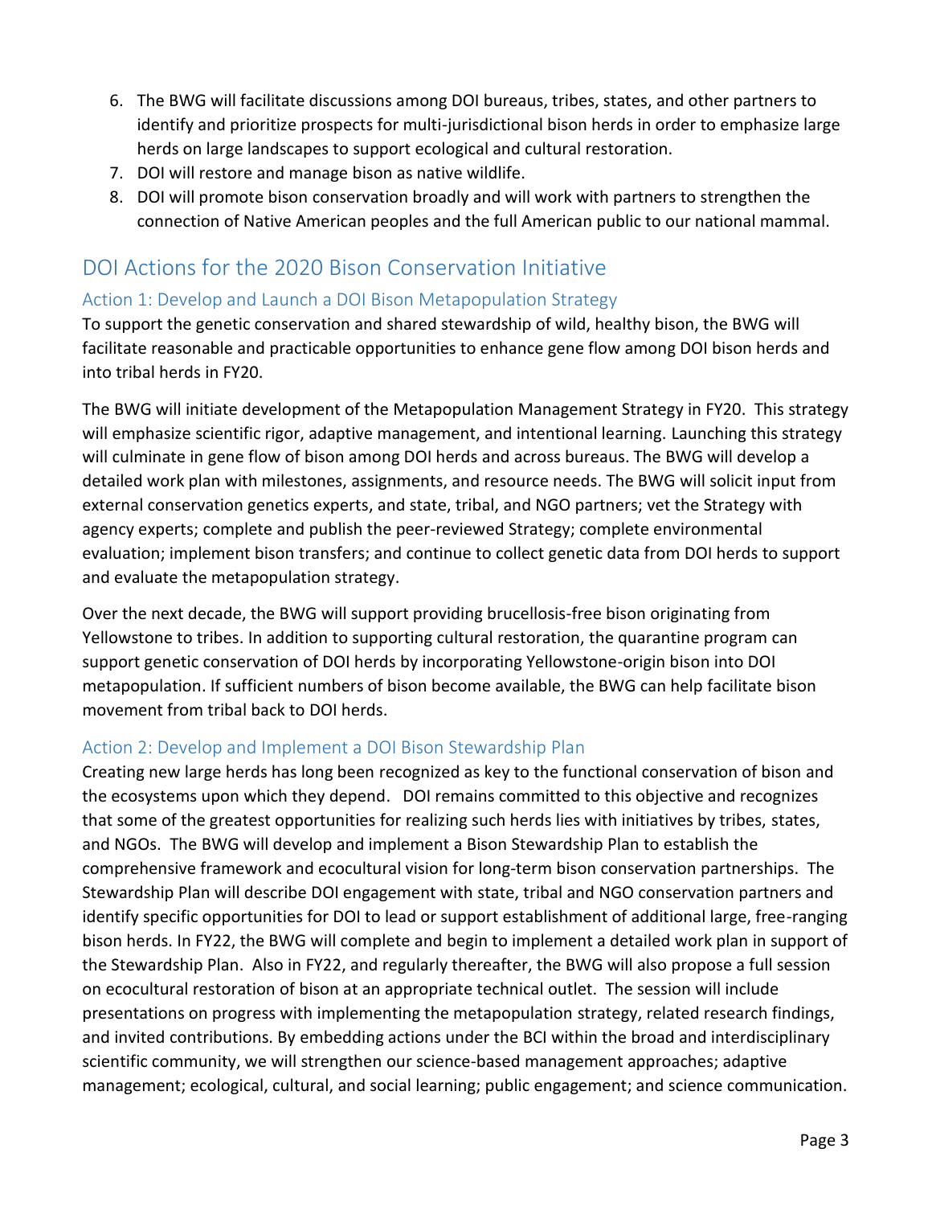6. The BWG will facilitate discussions among DOI bureaus, tribes, states, and other partners to identify and prioritize prospects for multi-jurisdictional bison herds in order to emphasize large herds on large landscapes to support ecological and cultural restoration.
7. DOI will restore and manage bison as native wildlife.
8. DOI will promote bison conservation broadly and will work with partners to strengthen the connection of Native American peoples and the full American public to our national mammal.

## DOI Actions for the 2020 Bison Conservation Initiative

### Action 1: Develop and Launch a DOI Bison Metapopulation Strategy

To support the genetic conservation and shared stewardship of wild, healthy bison, the BWG will facilitate reasonable and practicable opportunities to enhance gene flow among DOI bison herds and into tribal herds in FY20.

The BWG will initiate development of the Metapopulation Management Strategy in FY20. This strategy will emphasize scientific rigor, adaptive management, and intentional learning. Launching this strategy will culminate in gene flow of bison among DOI herds and across bureaus. The BWG will develop a detailed work plan with milestones, assignments, and resource needs. The BWG will solicit input from external conservation genetics experts, and state, tribal, and NGO partners; vet the Strategy with agency experts; complete and publish the peer-reviewed Strategy; complete environmental evaluation; implement bison transfers; and continue to collect genetic data from DOI herds to support and evaluate the metapopulation strategy.

Over the next decade, the BWG will support providing brucellosis-free bison originating from Yellowstone to tribes. In addition to supporting cultural restoration, the quarantine program can support genetic conservation of DOI herds by incorporating Yellowstone-origin bison into DOI metapopulation. If sufficient numbers of bison become available, the BWG can help facilitate bison movement from tribal back to DOI herds.

### Action 2: Develop and Implement a DOI Bison Stewardship Plan

Creating new large herds has long been recognized as key to the functional conservation of bison and the ecosystems upon which they depend. DOI remains committed to this objective and recognizes that some of the greatest opportunities for realizing such herds lies with initiatives by tribes, states, and NGOs. The BWG will develop and implement a Bison Stewardship Plan to establish the comprehensive framework and ecocultural vision for long-term bison conservation partnerships. The Stewardship Plan will describe DOI engagement with state, tribal and NGO conservation partners and identify specific opportunities for DOI to lead or support establishment of additional large, free-ranging bison herds. In FY22, the BWG will complete and begin to implement a detailed work plan in support of the Stewardship Plan. Also in FY22, and regularly thereafter, the BWG will also propose a full session on ecocultural restoration of bison at an appropriate technical outlet. The session will include presentations on progress with implementing the metapopulation strategy, related research findings, and invited contributions. By embedding actions under the BCI within the broad and interdisciplinary scientific community, we will strengthen our science-based management approaches; adaptive management; ecological, cultural, and social learning; public engagement; and science communication.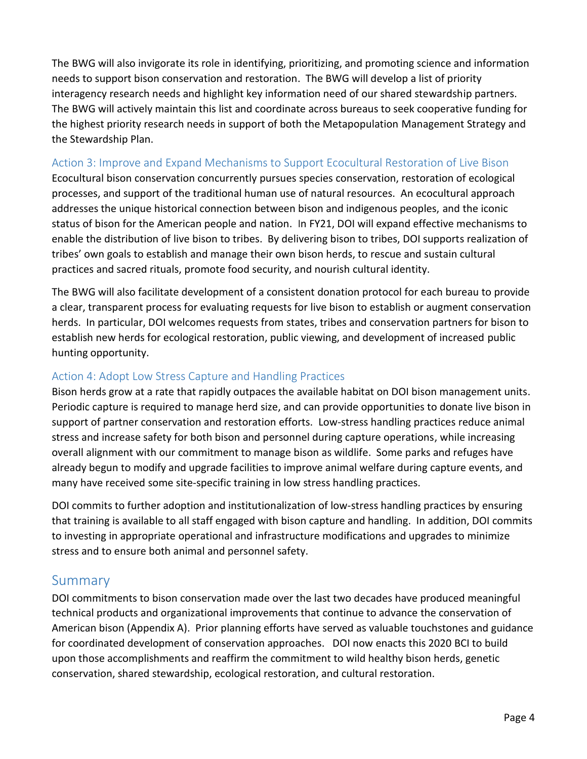The BWG will also invigorate its role in identifying, prioritizing, and promoting science and information needs to support bison conservation and restoration. The BWG will develop a list of priority interagency research needs and highlight key information need of our shared stewardship partners. The BWG will actively maintain this list and coordinate across bureaus to seek cooperative funding for the highest priority research needs in support of both the Metapopulation Management Strategy and the Stewardship Plan.

### Action 3: Improve and Expand Mechanisms to Support Ecocultural Restoration of Live Bison

Ecocultural bison conservation concurrently pursues species conservation, restoration of ecological processes, and support of the traditional human use of natural resources. An ecocultural approach addresses the unique historical connection between bison and indigenous peoples, and the iconic status of bison for the American people and nation. In FY21, DOI will expand effective mechanisms to enable the distribution of live bison to tribes. By delivering bison to tribes, DOI supports realization of tribes' own goals to establish and manage their own bison herds, to rescue and sustain cultural practices and sacred rituals, promote food security, and nourish cultural identity.

The BWG will also facilitate development of a consistent donation protocol for each bureau to provide a clear, transparent process for evaluating requests for live bison to establish or augment conservation herds. In particular, DOI welcomes requests from states, tribes and conservation partners for bison to establish new herds for ecological restoration, public viewing, and development of increased public hunting opportunity.

### Action 4: Adopt Low Stress Capture and Handling Practices

Bison herds grow at a rate that rapidly outpaces the available habitat on DOI bison management units. Periodic capture is required to manage herd size, and can provide opportunities to donate live bison in support of partner conservation and restoration efforts. Low-stress handling practices reduce animal stress and increase safety for both bison and personnel during capture operations, while increasing overall alignment with our commitment to manage bison as wildlife. Some parks and refuges have already begun to modify and upgrade facilities to improve animal welfare during capture events, and many have received some site-specific training in low stress handling practices.

DOI commits to further adoption and institutionalization of low-stress handling practices by ensuring that training is available to all staff engaged with bison capture and handling. In addition, DOI commits to investing in appropriate operational and infrastructure modifications and upgrades to minimize stress and to ensure both animal and personnel safety.

## Summary

DOI commitments to bison conservation made over the last two decades have produced meaningful technical products and organizational improvements that continue to advance the conservation of American bison (Appendix A). Prior planning efforts have served as valuable touchstones and guidance for coordinated development of conservation approaches. DOI now enacts this 2020 BCI to build upon those accomplishments and reaffirm the commitment to wild healthy bison herds, genetic conservation, shared stewardship, ecological restoration, and cultural restoration.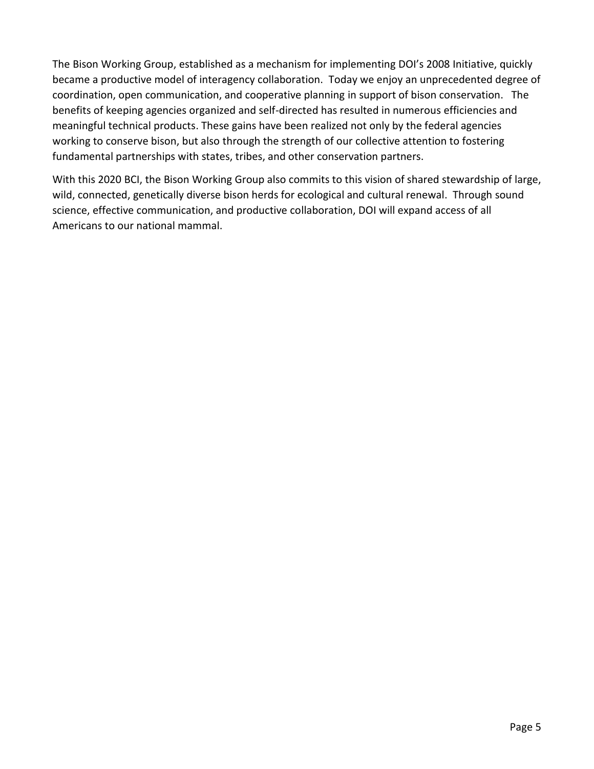The Bison Working Group, established as a mechanism for implementing DOI's 2008 Initiative, quickly became a productive model of interagency collaboration. Today we enjoy an unprecedented degree of coordination, open communication, and cooperative planning in support of bison conservation. The benefits of keeping agencies organized and self-directed has resulted in numerous efficiencies and meaningful technical products. These gains have been realized not only by the federal agencies working to conserve bison, but also through the strength of our collective attention to fostering fundamental partnerships with states, tribes, and other conservation partners.

With this 2020 BCI, the Bison Working Group also commits to this vision of shared stewardship of large, wild, connected, genetically diverse bison herds for ecological and cultural renewal. Through sound science, effective communication, and productive collaboration, DOI will expand access of all Americans to our national mammal.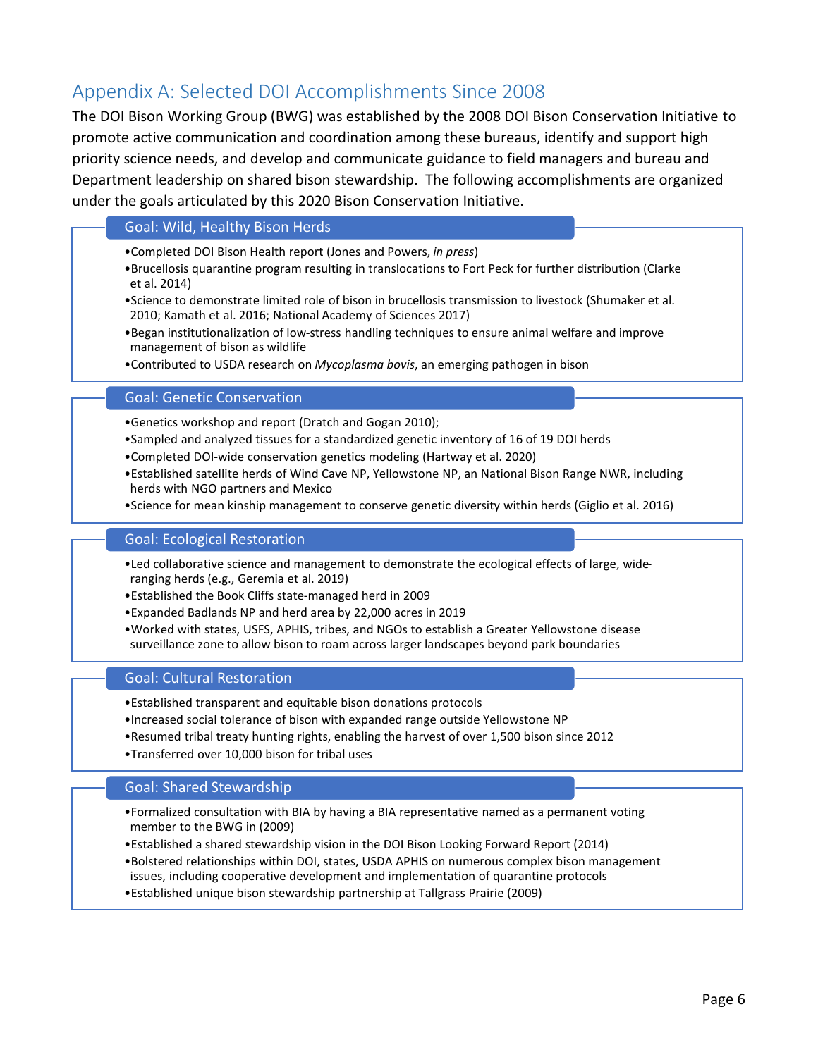## Appendix A: Selected DOI Accomplishments Since 2008

The DOI Bison Working Group (BWG) was established by the 2008 DOI Bison Conservation Initiative to promote active communication and coordination among these bureaus, identify and support high priority science needs, and develop and communicate guidance to field managers and bureau and Department leadership on shared bison stewardship. The following accomplishments are organized under the goals articulated by this 2020 Bison Conservation Initiative.

### Goal: Wild, Healthy Bison Herds

- Completed DOI Bison Health report (Jones and Powers, *in press*)
- Brucellosis quarantine program resulting in translocations to Fort Peck for further distribution (Clarke et al. 2014)
- Science to demonstrate limited role of bison in brucellosis transmission to livestock (Shumaker et al. 2010; Kamath et al. 2016; National Academy of Sciences 2017)
- Began institutionalization of low-stress handling techniques to ensure animal welfare and improve management of bison as wildlife
- Contributed to USDA research on *Mycoplasma bovis*, an emerging pathogen in bison

### Goal: Genetic Conservation

- Genetics workshop and report (Dratch and Gogan 2010);
- Sampled and analyzed tissues for a standardized genetic inventory of 16 of 19 DOI herds
- Completed DOI-wide conservation genetics modeling (Hartway et al. 2020)
- Established satellite herds of Wind Cave NP, Yellowstone NP, an National Bison Range NWR, including herds with NGO partners and Mexico
- Science for mean kinship management to conserve genetic diversity within herds (Giglio et al. 2016)

### Goal: Ecological Restoration

- Led collaborative science and management to demonstrate the ecological effects of large, wide-ranging herds (e.g., Geremia et al. 2019)
- Established the Book Cliffs state-managed herd in 2009
- Expanded Badlands NP and herd area by 22,000 acres in 2019
- Worked with states, USFS, APHIS, tribes, and NGOs to establish a Greater Yellowstone disease surveillance zone to allow bison to roam across larger landscapes beyond park boundaries

### Goal: Cultural Restoration

- Established transparent and equitable bison donations protocols
- Increased social tolerance of bison with expanded range outside Yellowstone NP
- Resumed tribal treaty hunting rights, enabling the harvest of over 1,500 bison since 2012
- Transferred over 10,000 bison for tribal uses

### Goal: Shared Stewardship

- Formalized consultation with BIA by having a BIA representative named as a permanent voting member to the BWG in (2009)
- Established a shared stewardship vision in the DOI Bison Looking Forward Report (2014)
- Bolstered relationships within DOI, states, USDA APHIS on numerous complex bison management issues, including cooperative development and implementation of quarantine protocols
- Established unique bison stewardship partnership at Tallgrass Prairie (2009)